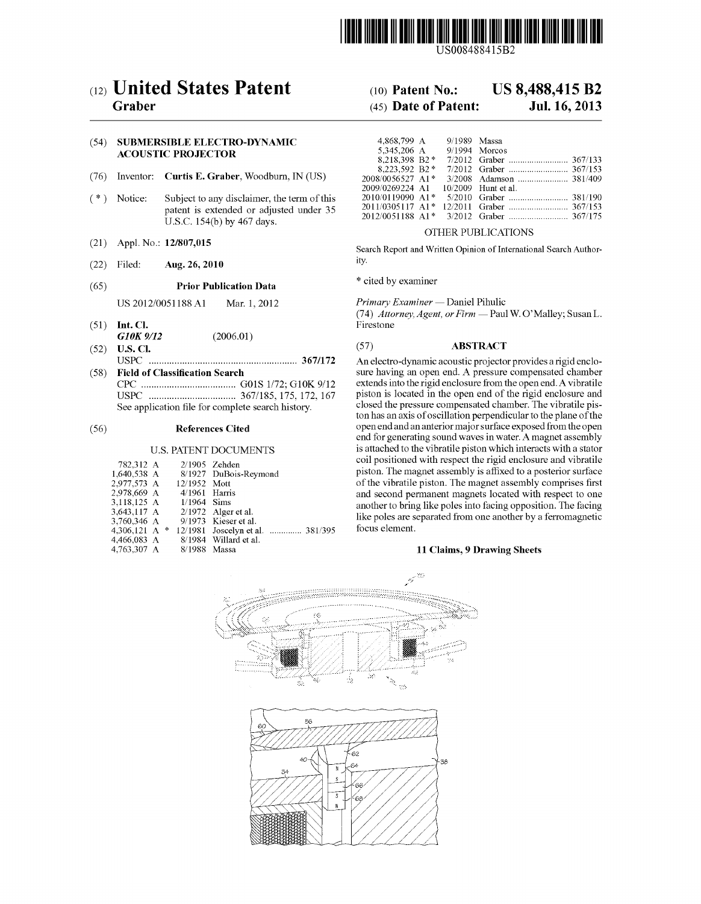US008488415B2

# (12) United States Patent
**Graber**

(10) **Patent No.: US 8,488,415 B2**

(45) **Date of Patent: Jul. 16, 2013**

(54) **SUBMERSIBLE ELECTRO-DYNAMIC ACOUSTIC PROJECTOR**

(76) Inventor: **Curtis E. Graber**, Woodburn, IN (US)

( * ) Notice: Subject to any disclaimer, the term of this patent is extended or adjusted under 35 U.S.C. 154(b) by 467 days.

(21) Appl. No.: **12/807,015**

(22) Filed: **Aug. 26, 2010**

(65) **Prior Publication Data**

US 2012/0051188 A1 Mar. 1, 2012

(51) **Int. Cl.**
*G10K 9/12* (2006.01)

(52) **U.S. Cl.**
USPC .......... **367/172**

(58) **Field of Classification Search**
CPC .......... G01S 1/72; G10K 9/12
USPC .......... 367/185, 175, 172, 167
See application file for complete search history.

(56) **References Cited**

U.S. PATENT DOCUMENTS

| | | | |
|---|---|---|---|
| 782,312 A | 2/1905 | Zehden | |
| 1,640,538 A | 8/1927 | DuBois-Reymond | |
| 2,977,573 A | 12/1952 | Mott | |
| 2,978,669 A | 4/1961 | Harris | |
| 3,118,125 A | 1/1964 | Sims | |
| 3,643,117 A | 2/1972 | Alger et al. | |
| 3,760,346 A | 9/1973 | Kieser et al. | |
| 4,306,121 A * | 12/1981 | Joscelyn et al. | 381/395 |
| 4,466,083 A | 8/1984 | Willard et al. | |
| 4,763,307 A | 8/1988 | Massa | |
| 4,868,799 A | 9/1989 | Massa | |
| 5,345,206 A | 9/1994 | Morcos | |
| 8,218,398 B2 * | 7/2012 | Graber | 367/133 |
| 8,223,592 B2 * | 7/2012 | Graber | 367/153 |
| 2008/0056527 A1 * | 3/2008 | Adamson | 381/409 |
| 2009/0269224 A1 | 10/2009 | Hunt et al. | |
| 2010/0119090 A1 * | 5/2010 | Graber | 381/190 |
| 2011/0305117 A1 * | 12/2011 | Graber | 367/153 |
| 2012/0051188 A1 * | 3/2012 | Graber | 367/175 |

OTHER PUBLICATIONS

Search Report and Written Opinion of International Search Authority.

\* cited by examiner

*Primary Examiner* — Daniel Pihulic

(74) *Attorney, Agent, or Firm* — Paul W. O'Malley; Susan L. Firestone

(57) **ABSTRACT**

An electro-dynamic acoustic projector provides a rigid enclosure having an open end. A pressure compensated chamber extends into the rigid enclosure from the open end. A vibratile piston is located in the open end of the rigid enclosure and closed the pressure compensated chamber. The vibratile piston has an axis of oscillation perpendicular to the plane of the open end and an anterior major surface exposed from the open end for generating sound waves in water. A magnet assembly is attached to the vibratile piston which interacts with a stator coil positioned with respect the rigid enclosure and vibratile piston. The magnet assembly is affixed to a posterior surface of the vibratile piston. The magnet assembly comprises first and second permanent magnets located with respect to one another to bring like poles into facing opposition. The facing like poles are separated from one another by a ferromagnetic focus element.

**11 Claims, 9 Drawing Sheets**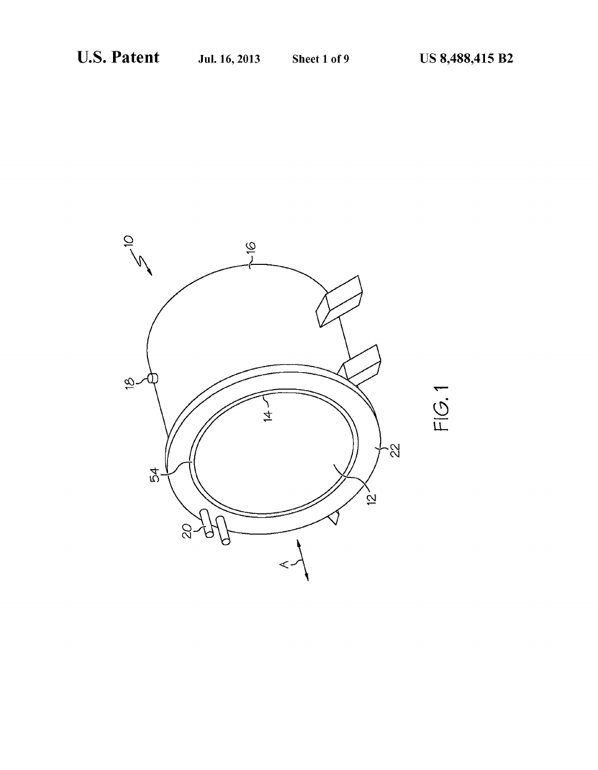10

16

18

14

54

22

12

20

A

FIG. 1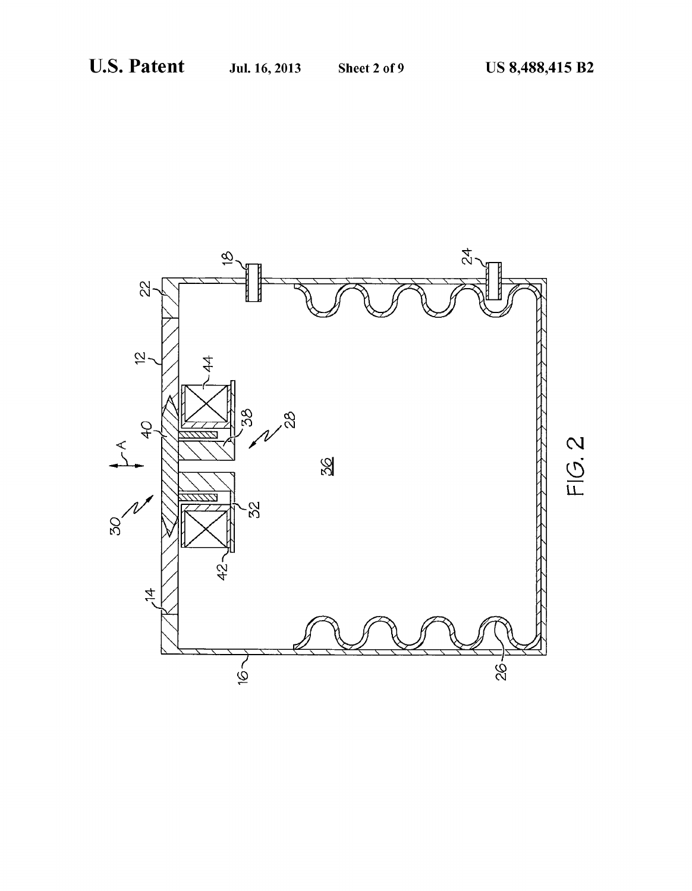FIG. 2

30
A
40
28
12
22
18
24
44
38
36
32
42
14
16
26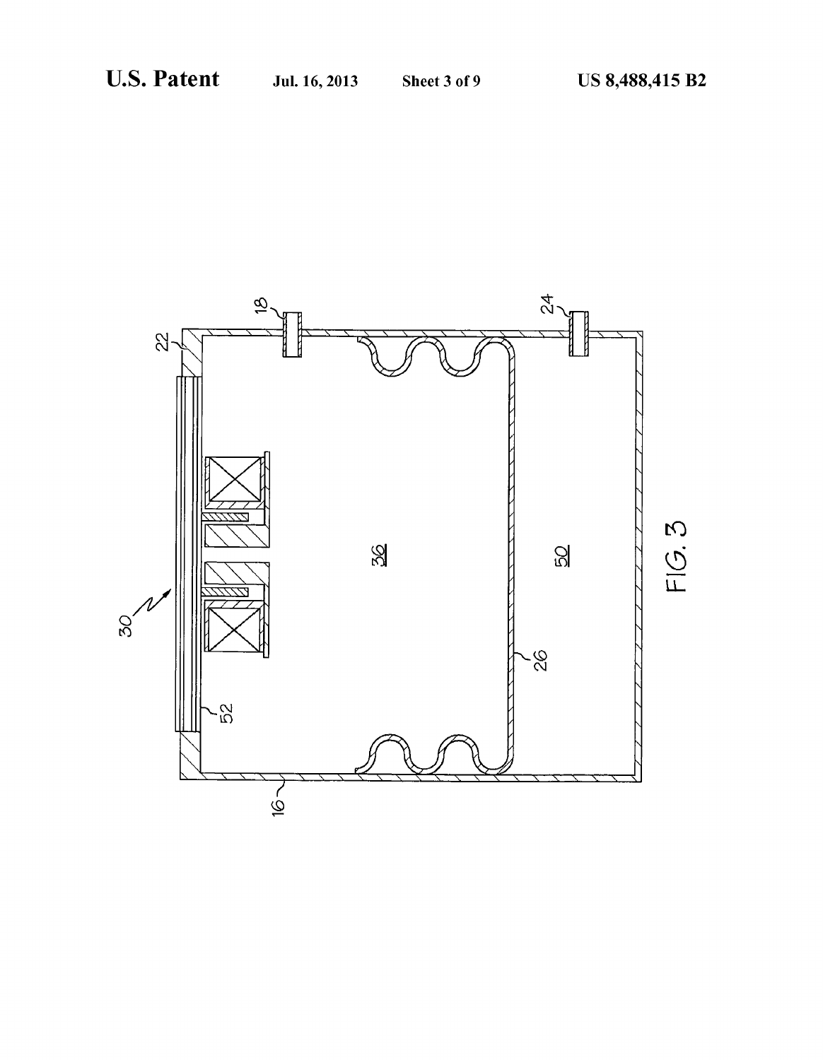22

18

24

30

36

50

26

52

16

FIG. 3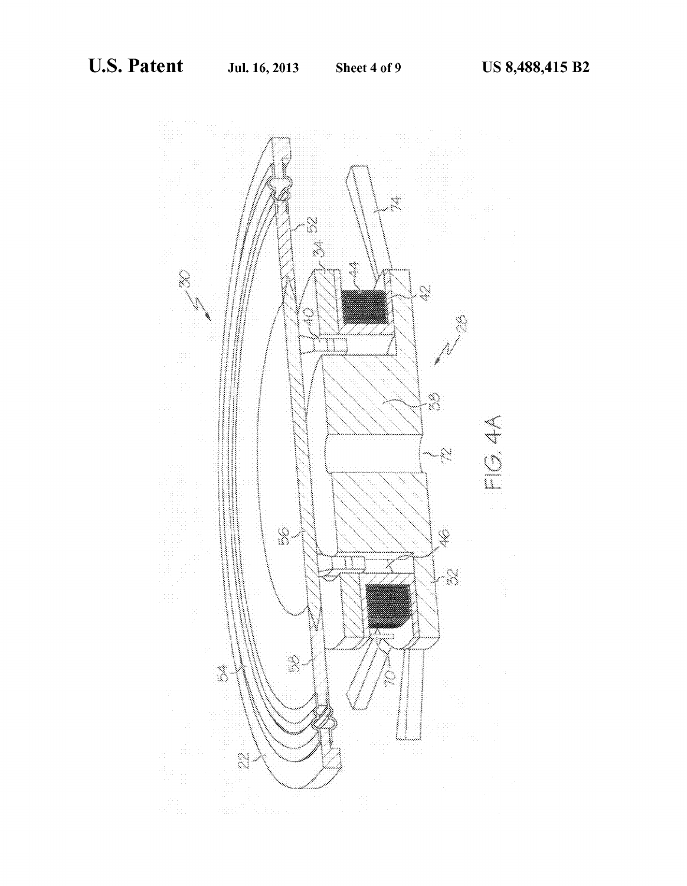FIG. 4A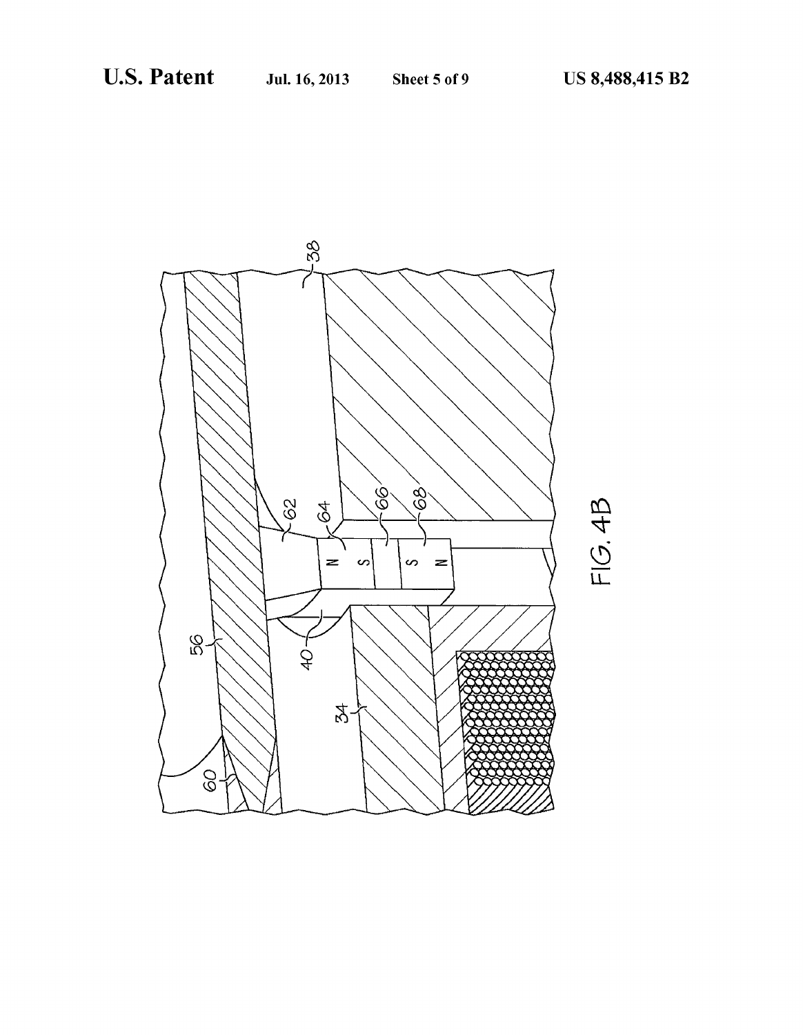38

62

64

66

68

N

S

S

N

56

40

34

60

FIG. 4B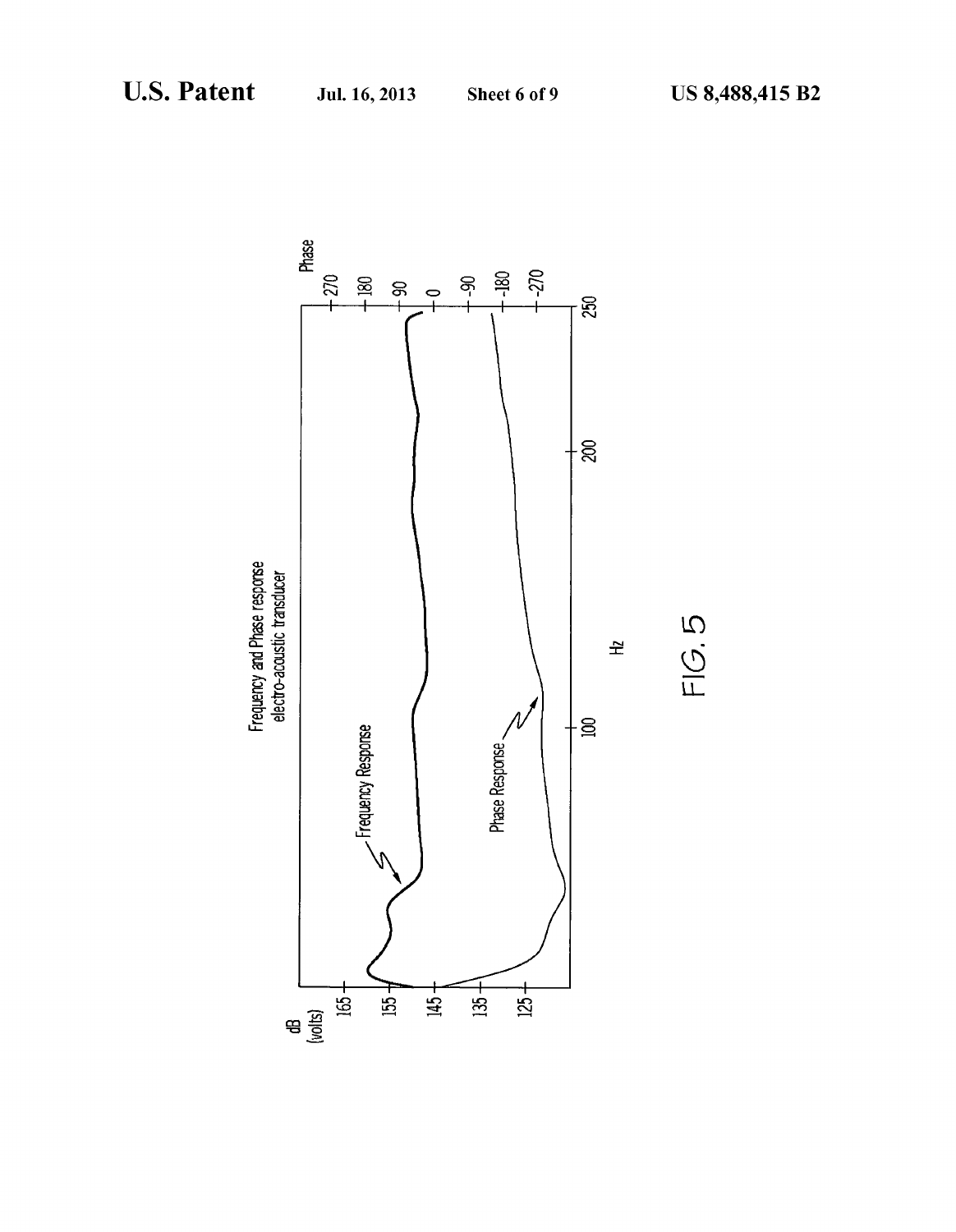Frequency and Phase response
electro-acoustic transducer

dB
(volts)

165
155
145
135
125

Phase

270
180
90
0
-90
-180
-270

Frequency Response

Phase Response

100
200
250

Hz

FIG. 5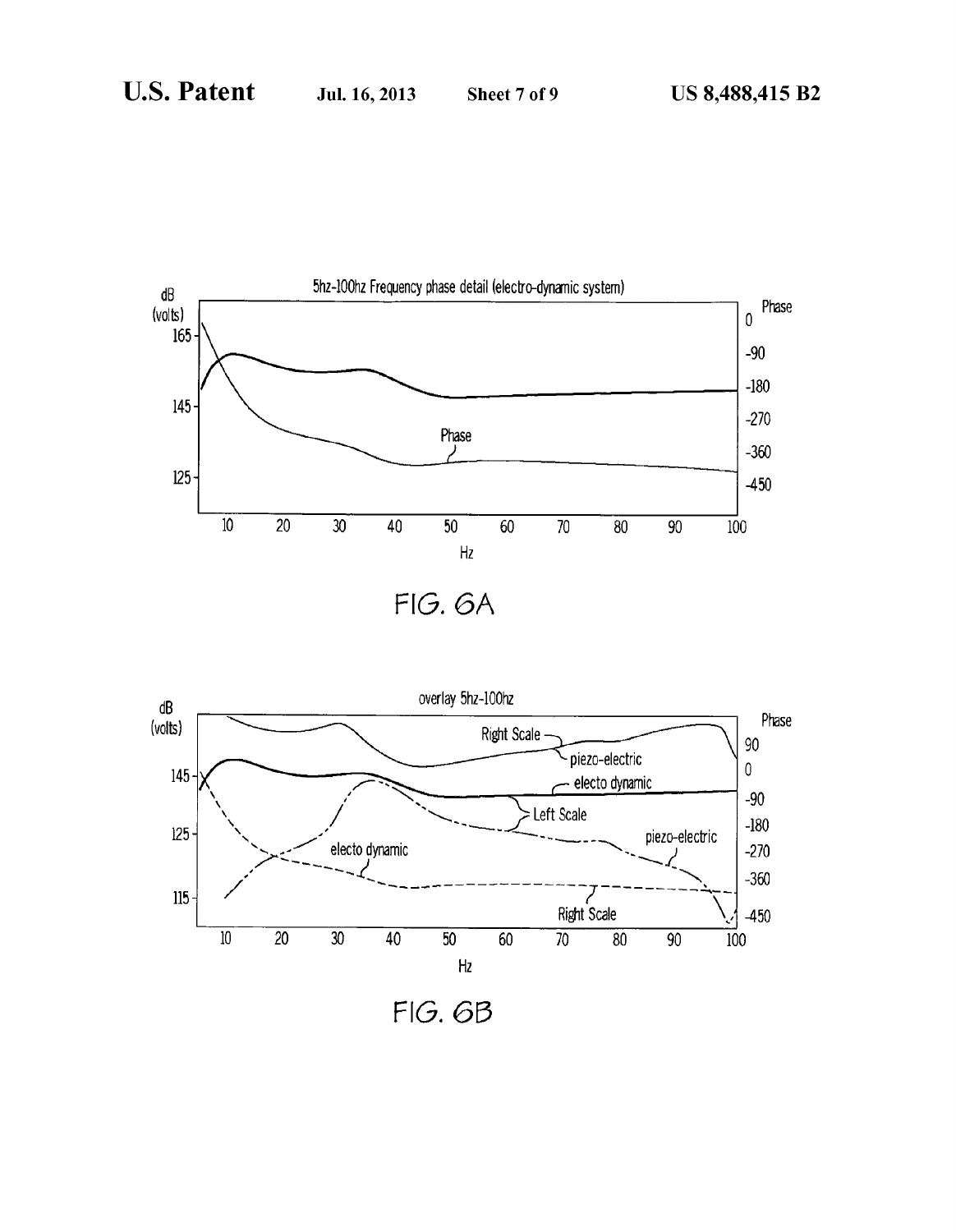5hz-100hz Frequency phase detail (electro-dynamic system)

dB (volts)

165
145
125

Phase

0
-90
-180
-270
-360
-450

Phase

10 20 30 40 50 60 70 80 90 100

Hz

FIG. 6A

overlay 5hz-100hz

dB (volts)

145
125
115

Phase

90
0
-90
-180
-270
-360
-450

Right Scale
piezo-electric
electo dynamic
Left Scale
piezo-electric
electo dynamic
Right Scale

10 20 30 40 50 60 70 80 90 100

Hz

FIG. 6B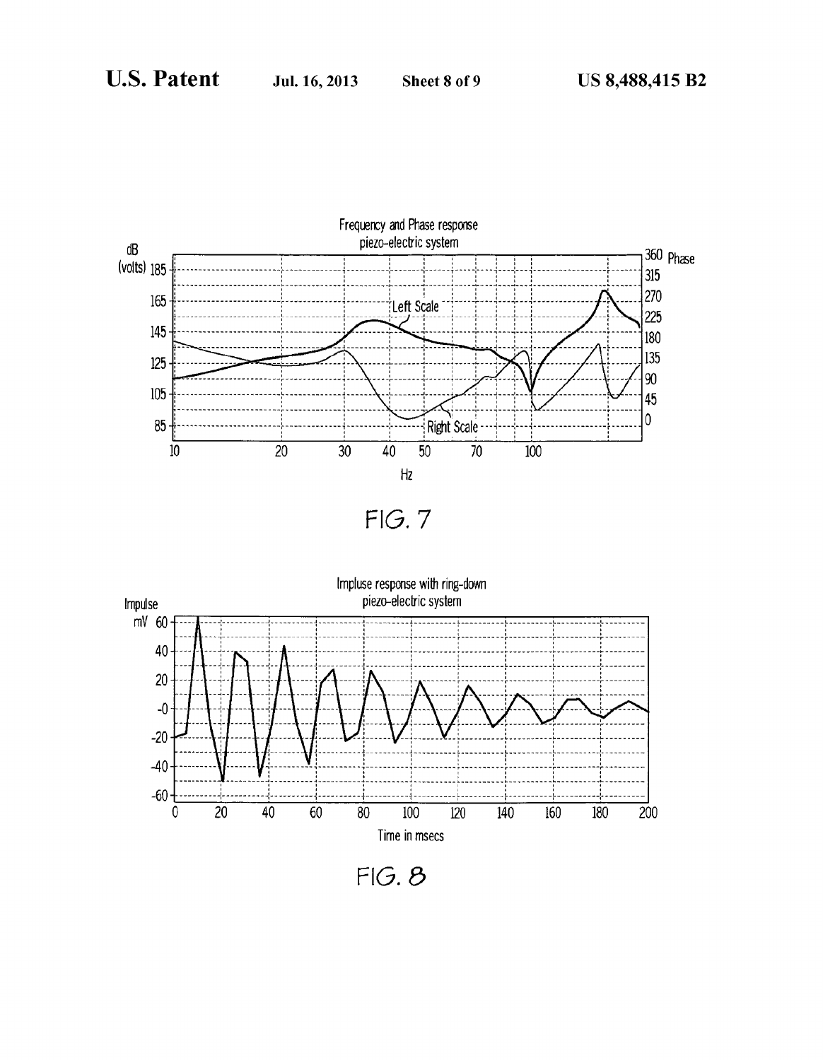Frequency and Phase response
piezo-electric system

dB
(volts)

185
165
145
125
105
85

360 Phase
315
270
225
180
135
90
45
0

Left Scale

Right Scale

10
20
30
40
50
70
100

Hz

FIG. 7

Impluse response with ring-down
piezo-electric system

Impulse
mV

60
40
20
-0
-20
-40
-60

0
20
40
60
80
100
120
140
160
180
200

Time in msecs

FIG. 8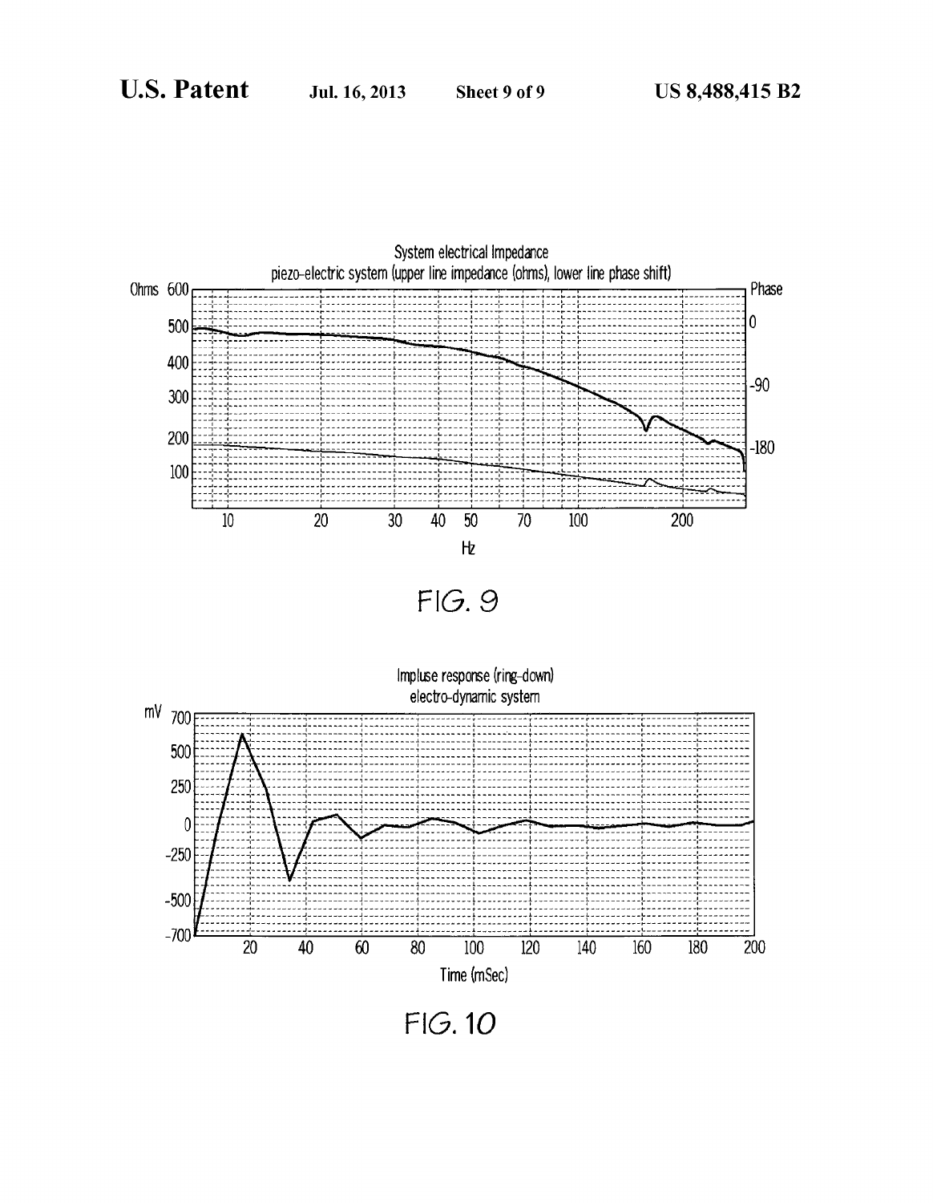System electrical Impedance

piezo-electric system (upper line impedance (ohms), lower line phase shift)

Ohms 600

500

400

300

200

100

Phase

0

-90

-180

10

20

30

40

50

70

100

200

Hz

FIG. 9

Impluse response (ring-down)

electro-dynamic system

mV 700

500

250

0

-250

-500

-700

20

40

60

80

100

120

140

160

180

200

Time (mSec)

FIG. 10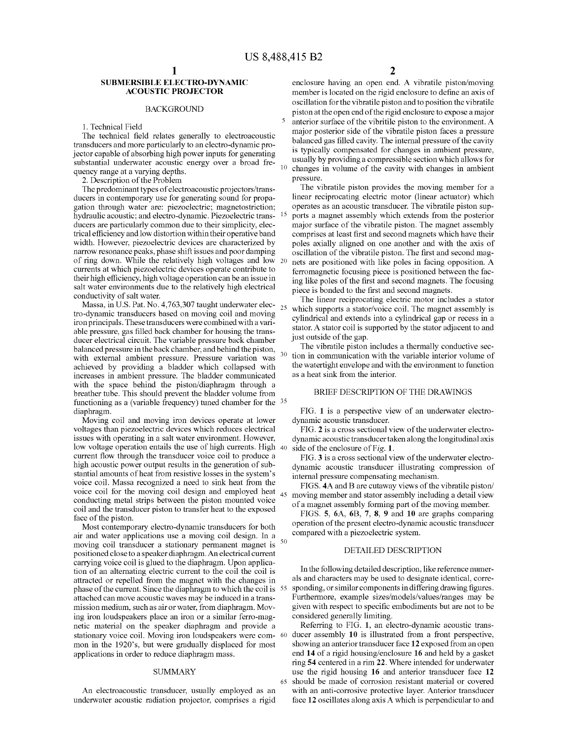# SUBMERSIBLE ELECTRO-DYNAMIC ACOUSTIC PROJECTOR

## BACKGROUND

1. Technical Field

The technical field relates generally to electroacoustic transducers and more particularly to an electro-dynamic projector capable of absorbing high power inputs for generating substantial underwater acoustic energy over a broad frequency range at a varying depths.

2. Description of the Problem

The predominant types of electroacoustic projectors/transducers in contemporary use for generating sound for propagation through water are: piezoelectric; magnetostriction; hydraulic acoustic; and electro-dynamic. Piezoelectric transducers are particularly common due to their simplicity, electrical efficiency and low distortion within their operative band width. However, piezoelectric devices are characterized by narrow resonance peaks, phase shift issues and poor damping of ring down. While the relatively high voltages and low currents at which piezoelectric devices operate contribute to their high efficiency, high voltage operation can be an issue in salt water environments due to the relatively high electrical conductivity of salt water.

Massa, in U.S. Pat. No. 4,763,307 taught underwater electro-dynamic transducers based on moving coil and moving iron principals. These transducers were combined with a variable pressure, gas filled back chamber for housing the transducer electrical circuit. The variable pressure back chamber balanced pressure in the back chamber, and behind the piston, with external ambient pressure. Pressure variation was achieved by providing a bladder which collapsed with increases in ambient pressure. The bladder communicated with the space behind the piston/diaphragm through a breather tube. This should prevent the bladder volume from functioning as a (variable frequency) tuned chamber for the diaphragm.

Moving coil and moving iron devices operate at lower voltages than piezoelectric devices which reduces electrical issues with operating in a salt water environment. However, low voltage operation entails the use of high currents. High current flow through the transducer voice coil to produce a high acoustic power output results in the generation of substantial amounts of heat from resistive losses in the system's voice coil. Massa recognized a need to sink heat from the voice coil for the moving coil design and employed heat conducting metal strips between the piston mounted voice coil and the transducer piston to transfer heat to the exposed face of the piston.

Most contemporary electro-dynamic transducers for both air and water applications use a moving coil design. In a moving coil transducer a stationary permanent magnet is positioned close to a speaker diaphragm. An electrical current carrying voice coil is glued to the diaphragm. Upon application of an alternating electric current to the coil the coil is attracted or repelled from the magnet with the changes in phase of the current. Since the diaphragm to which the coil is attached can move acoustic waves may be induced in a transmission medium, such as air or water, from diaphragm. Moving iron loudspeakers place an iron or a similar ferro-magnetic material on the speaker diaphragm and provide a stationary voice coil. Moving iron loudspeakers were common in the 1920's, but were gradually displaced for most applications in order to reduce diaphragm mass.

## SUMMARY

An electroacoustic transducer, usually employed as an underwater acoustic radiation projector, comprises a rigid enclosure having an open end. A vibratile piston/moving member is located on the rigid enclosure to define an axis of oscillation for the vibratile piston and to position the vibratile piston at the open end of the rigid enclosure to expose a major anterior surface of the vibritile piston to the environment. A major posterior side of the vibratile piston faces a pressure balanced gas filled cavity. The internal pressure of the cavity is typically compensated for changes in ambient pressure, usually by providing a compressible section which allows for changes in volume of the cavity with changes in ambient pressure.

The vibratile piston provides the moving member for a linear reciprocating electric motor (linear actuator) which operates as an acoustic transducer. The vibratile piston supports a magnet assembly which extends from the posterior major surface of the vibratile piston. The magnet assembly comprises at least first and second magnets which have their poles axially aligned on one another and with the axis of oscillation of the vibratile piston. The first and second magnets are positioned with like poles in facing opposition. A ferromagnetic focusing piece is positioned between the facing like poles of the first and second magnets. The focusing piece is bonded to the first and second magnets.

The linear reciprocating electric motor includes a stator which supports a stator/voice coil. The magnet assembly is cylindrical and extends into a cylindrical gap or recess in a stator. A stator coil is supported by the stator adjacent to and just outside of the gap.

The vibratile piston includes a thermally conductive section in communication with the variable interior volume of the watertight envelope and with the environment to function as a heat sink from the interior.

## BRIEF DESCRIPTION OF THE DRAWINGS

FIG. **1** is a perspective view of an underwater electro-dynamic acoustic transducer.

FIG. **2** is a cross sectional view of the underwater electro-dynamic acoustic transducer taken along the longitudinal axis side of the enclosure of *Fig*. **1**.

FIG. **3** is a cross sectional view of the underwater electro-dynamic acoustic transducer illustrating compression of internal pressure compensating mechanism.

FIGS. **4**A and B are cutaway views of the vibratile piston/moving member and stator assembly including a detail view of a magnet assembly forming part of the moving member.

FIGS. **5**, **6**A, **6**B, **7**, **8**, **9** and **10** are graphs comparing operation of the present electro-dynamic acoustic transducer compared with a piezoelectric system.

## DETAILED DESCRIPTION

In the following detailed description, like reference numerals and characters may be used to designate identical, corresponding, or similar components in differing drawing figures. Furthermore, example sizes/models/values/ranges may be given with respect to specific embodiments but are not to be considered generally limiting.

Referring to FIG. **1**, an electro-dynamic acoustic transducer assembly **10** is illustrated from a front perspective, showing an anterior transducer face **12** exposed from an open end **14** of a rigid housing/enclosure **16** and held by a gasket ring **54** centered in a rim **22**. Where intended for underwater use the rigid housing **16** and anterior transducer face **12** should be made of corrosion resistant material or covered with an anti-corrosive protective layer. Anterior transducer face **12** oscillates along axis A which is perpendicular to and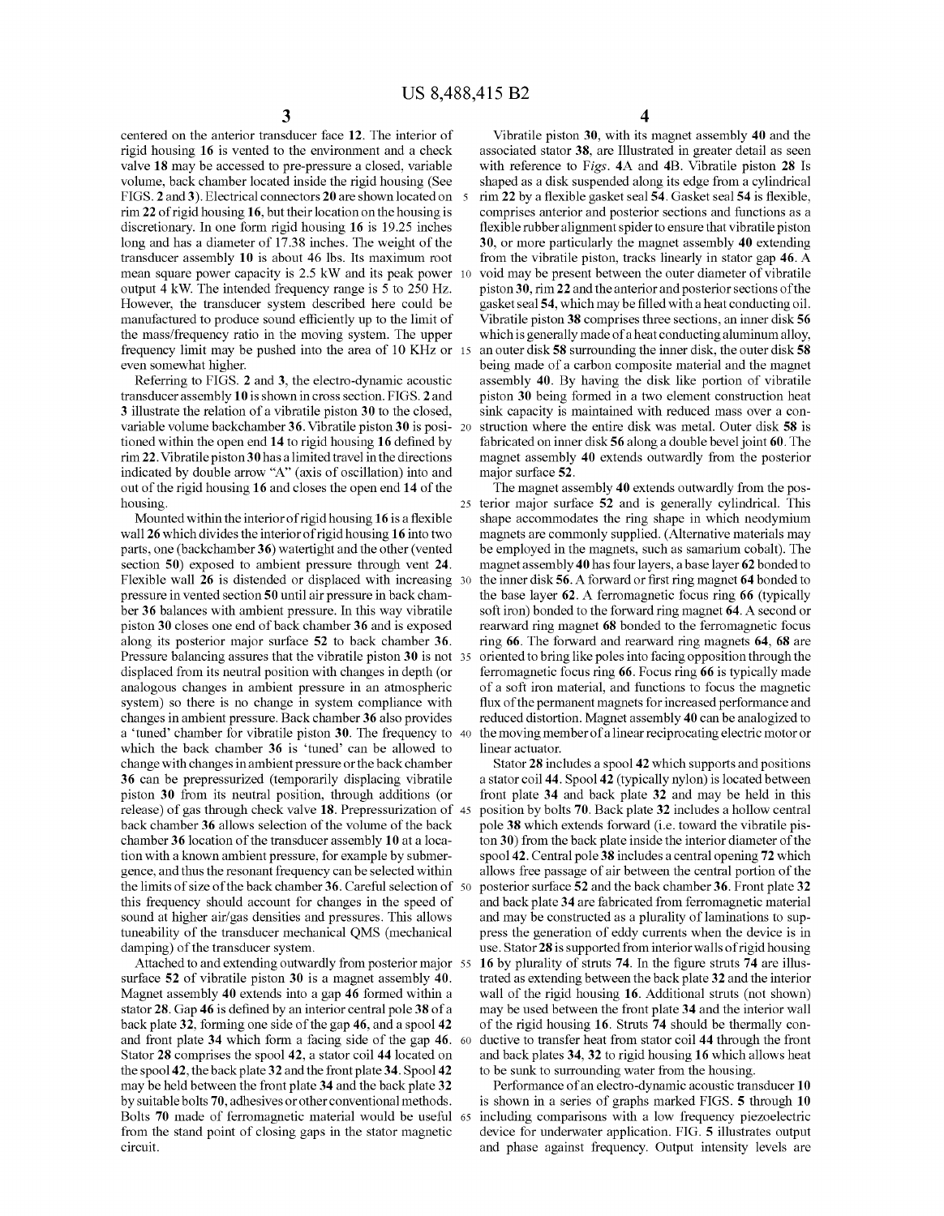centered on the anterior transducer face **12**. The interior of rigid housing **16** is vented to the environment and a check valve **18** may be accessed to pre-pressure a closed, variable volume, back chamber located inside the rigid housing (See FIGS. **2** and **3**). Electrical connectors **20** are shown located on rim **22** of rigid housing **16**, but their location on the housing is discretionary. In one form rigid housing **16** is 19.25 inches long and has a diameter of 17.38 inches. The weight of the transducer assembly **10** is about 46 lbs. Its maximum root mean square power capacity is 2.5 kW and its peak power output 4 kW. The intended frequency range is 5 to 250 Hz. However, the transducer system described here could be manufactured to produce sound efficiently up to the limit of the mass/frequency ratio in the moving system. The upper frequency limit may be pushed into the area of 10 KHz or even somewhat higher.

Referring to FIGS. **2** and **3**, the electro-dynamic acoustic transducer assembly **10** is shown in cross section. FIGS. **2** and **3** illustrate the relation of a vibratile piston **30** to the closed, variable volume backchamber **36**. Vibratile piston **30** is positioned within the open end **14** to rigid housing **16** defined by rim **22**. Vibratile piston **30** has a limited travel in the directions indicated by double arrow "A" (axis of oscillation) into and out of the rigid housing **16** and closes the open end **14** of the housing.

Mounted within the interior of rigid housing **16** is a flexible wall **26** which divides the interior of rigid housing **16** into two parts, one (backchamber **36**) watertight and the other (vented section **50**) exposed to ambient pressure through vent **24**. Flexible wall **26** is distended or displaced with increasing pressure in vented section **50** until air pressure in back chamber **36** balances with ambient pressure. In this way vibratile piston **30** closes one end of back chamber **36** and is exposed along its posterior major surface **52** to back chamber **36**. Pressure balancing assures that the vibratile piston **30** is not displaced from its neutral position with changes in depth (or analogous changes in ambient pressure in an atmospheric system) so there is no change in system compliance with changes in ambient pressure. Back chamber **36** also provides a 'tuned' chamber for vibratile piston **30**. The frequency to which the back chamber **36** is 'tuned' can be allowed to change with changes in ambient pressure or the back chamber **36** can be prepressurized (temporarily displacing vibratile piston **30** from its neutral position, through additions (or release) of gas through check valve **18**. Prepressurization of back chamber **36** allows selection of the volume of the back chamber **36** location of the transducer assembly **10** at a location with a known ambient pressure, for example by submergence, and thus the resonant frequency can be selected within the limits of size of the back chamber **36**. Careful selection of this frequency should account for changes in the speed of sound at higher air/gas densities and pressures. This allows tuneability of the transducer mechanical QMS (mechanical damping) of the transducer system.

Attached to and extending outwardly from posterior major surface **52** of vibratile piston **30** is a magnet assembly **40**. Magnet assembly **40** extends into a gap **46** formed within a stator **28**. Gap **46** is defined by an interior central pole **38** of a back plate **32**, forming one side of the gap **46**, and a spool **42** and front plate **34** which form a facing side of the gap **46**. Stator **28** comprises the spool **42**, a stator coil **44** located on the spool **42**, the back plate **32** and the front plate **34**. Spool **42** may be held between the front plate **34** and the back plate **32** by suitable bolts **70**, adhesives or other conventional methods. Bolts **70** made of ferromagnetic material would be useful from the stand point of closing gaps in the stator magnetic circuit.

Vibratile piston **30**, with its magnet assembly **40** and the associated stator **38**, are Illustrated in greater detail as seen with reference to *Figs*. **4**A and **4**B. Vibratile piston **28** Is shaped as a disk suspended along its edge from a cylindrical rim **22** by a flexible gasket seal **54**. Gasket seal **54** is flexible, comprises anterior and posterior sections and functions as a flexible rubber alignment spider to ensure that vibratile piston **30**, or more particularly the magnet assembly **40** extending from the vibratile piston, tracks linearly in stator gap **46**. A void may be present between the outer diameter of vibratile piston **30**, rim **22** and the anterior and posterior sections of the gasket seal **54**, which may be filled with a heat conducting oil. Vibratile piston **38** comprises three sections, an inner disk **56** which is generally made of a heat conducting aluminum alloy, an outer disk **58** surrounding the inner disk, the outer disk **58** being made of a carbon composite material and the magnet assembly **40**. By having the disk like portion of vibratile piston **30** being formed in a two element construction heat sink capacity is maintained with reduced mass over a construction where the entire disk was metal. Outer disk **58** is fabricated on inner disk **56** along a double bevel joint **60**. The magnet assembly **40** extends outwardly from the posterior major surface **52**.

The magnet assembly **40** extends outwardly from the posterior major surface **52** and is generally cylindrical. This shape accommodates the ring shape in which neodymium magnets are commonly supplied. (Alternative materials may be employed in the magnets, such as samarium cobalt). The magnet assembly **40** has four layers, a base layer **62** bonded to the inner disk **56**. A forward or first ring magnet **64** bonded to the base layer **62**. A ferromagnetic focus ring **66** (typically soft iron) bonded to the forward ring magnet **64**. A second or rearward ring magnet **68** bonded to the ferromagnetic focus ring **66**. The forward and rearward ring magnets **64**, **68** are oriented to bring like poles into facing opposition through the ferromagnetic focus ring **66**. Focus ring **66** is typically made of a soft iron material, and functions to focus the magnetic flux of the permanent magnets for increased performance and reduced distortion. Magnet assembly **40** can be analogized to the moving member of a linear reciprocating electric motor or linear actuator.

Stator **28** includes a spool **42** which supports and positions a stator coil **44**. Spool **42** (typically nylon) is located between front plate **34** and back plate **32** and may be held in this position by bolts **70**. Back plate **32** includes a hollow central pole **38** which extends forward (i.e. toward the vibratile piston **30**) from the back plate inside the interior diameter of the spool **42**. Central pole **38** includes a central opening **72** which allows free passage of air between the central portion of the posterior surface **52** and the back chamber **36**. Front plate **32** and back plate **34** are fabricated from ferromagnetic material and may be constructed as a plurality of laminations to suppress the generation of eddy currents when the device is in use. Stator **28** is supported from interior walls of rigid housing **16** by plurality of struts **74**. In the figure struts **74** are illustrated as extending between the back plate **32** and the interior wall of the rigid housing **16**. Additional struts (not shown) may be used between the front plate **34** and the interior wall of the rigid housing **16**. Struts **74** should be thermally conductive to transfer heat from stator coil **44** through the front and back plates **34**, **32** to rigid housing **16** which allows heat to be sunk to surrounding water from the housing.

Performance of an electro-dynamic acoustic transducer **10** is shown in a series of graphs marked FIGS. **5** through **10** including comparisons with a low frequency piezoelectric device for underwater application. FIG. **5** illustrates output and phase against frequency. Output intensity levels are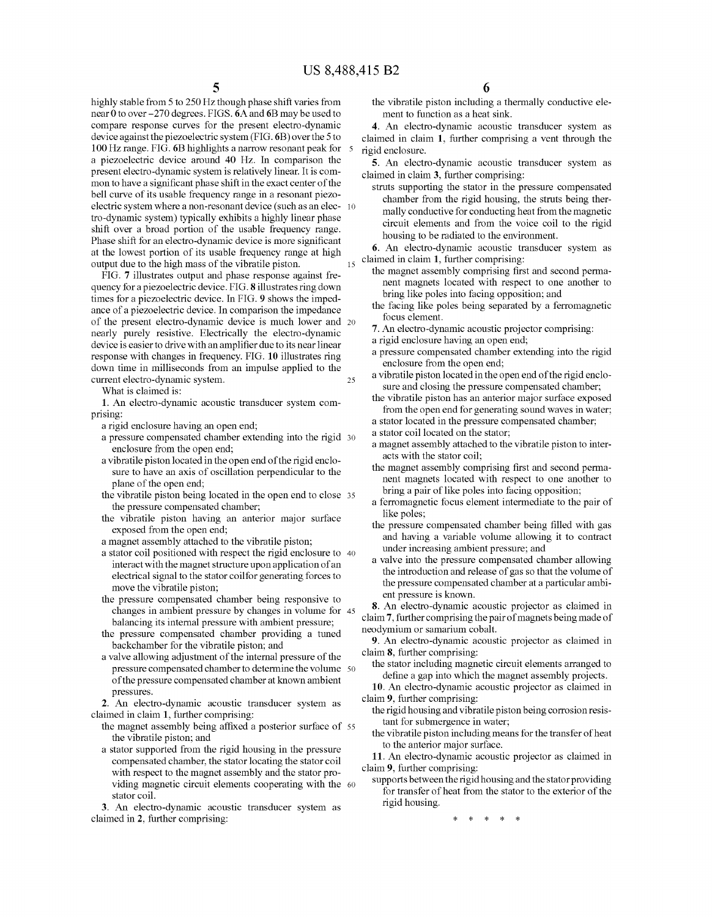highly stable from 5 to 250 Hz though phase shift varies from near 0 to over −270 degrees. FIGS. 6A and 6B may be used to compare response curves for the present electro-dynamic device against the piezoelectric system (FIG. 6B) over the 5 to 100 Hz range. FIG. 6B highlights a narrow resonant peak for a piezoelectric device around 40 Hz. In comparison the present electro-dynamic system is relatively linear. It is common to have a significant phase shift in the exact center of the bell curve of its usable frequency range in a resonant piezoelectric system where a non-resonant device (such as an electro-dynamic system) typically exhibits a highly linear phase shift over a broad portion of the usable frequency range. Phase shift for an electro-dynamic device is more significant at the lowest portion of its usable frequency range at high output due to the high mass of the vibratile piston.

FIG. 7 illustrates output and phase response against frequency for a piezoelectric device. FIG. 8 illustrates ring down times for a piezoelectric device. In FIG. 9 shows the impedance of a piezoelectric device. In comparison the impedance of the present electro-dynamic device is much lower and nearly purely resistive. Electrically the electro-dynamic device is easier to drive with an amplifier due to its near linear response with changes in frequency. FIG. 10 illustrates ring down time in milliseconds from an impulse applied to the current electro-dynamic system.

What is claimed is:

1. An electro-dynamic acoustic transducer system comprising:
   - a rigid enclosure having an open end;
   - a pressure compensated chamber extending into the rigid enclosure from the open end;
   - a vibratile piston located in the open end of the rigid enclosure to have an axis of oscillation perpendicular to the plane of the open end;
   - the vibratile piston being located in the open end to close the pressure compensated chamber;
   - the vibratile piston having an anterior major surface exposed from the open end;
   - a magnet assembly attached to the vibratile piston;
   - a stator coil positioned with respect the rigid enclosure to interact with the magnet structure upon application of an electrical signal to the stator coilfor generating forces to move the vibratile piston;
   - the pressure compensated chamber being responsive to changes in ambient pressure by changes in volume for balancing its internal pressure with ambient pressure;
   - the pressure compensated chamber providing a tuned backchamber for the vibratile piston; and
   - a valve allowing adjustment of the internal pressure of the pressure compensated chamber to determine the volume of the pressure compensated chamber at known ambient pressures.

2. An electro-dynamic acoustic transducer system as claimed in claim 1, further comprising:
   - the magnet assembly being affixed a posterior surface of the vibratile piston; and
   - a stator supported from the rigid housing in the pressure compensated chamber, the stator locating the stator coil with respect to the magnet assembly and the stator providing magnetic circuit elements cooperating with the stator coil.

3. An electro-dynamic acoustic transducer system as claimed in 2, further comprising:
   - the vibratile piston including a thermally conductive element to function as a heat sink.

4. An electro-dynamic acoustic transducer system as claimed in claim 1, further comprising a vent through the rigid enclosure.

5. An electro-dynamic acoustic transducer system as claimed in claim 3, further comprising:
   - struts supporting the stator in the pressure compensated chamber from the rigid housing, the struts being thermally conductive for conducting heat from the magnetic circuit elements and from the voice coil to the rigid housing to be radiated to the environment.

6. An electro-dynamic acoustic transducer system as claimed in claim 1, further comprising:
   - the magnet assembly comprising first and second permanent magnets located with respect to one another to bring like poles into facing opposition; and
   - the facing like poles being separated by a ferromagnetic focus element.

7. An electro-dynamic acoustic projector comprising:
   - a rigid enclosure having an open end;
   - a pressure compensated chamber extending into the rigid enclosure from the open end;
   - a vibratile piston located in the open end of the rigid enclosure and closing the pressure compensated chamber;
   - the vibratile piston has an anterior major surface exposed from the open end for generating sound waves in water;
   - a stator located in the pressure compensated chamber;
   - a stator coil located on the stator;
   - a magnet assembly attached to the vibratile piston to interacts with the stator coil;
   - the magnet assembly comprising first and second permanent magnets located with respect to one another to bring a pair of like poles into facing opposition;
   - a ferromagnetic focus element intermediate to the pair of like poles;
   - the pressure compensated chamber being filled with gas and having a variable volume allowing it to contract under increasing ambient pressure; and
   - a valve into the pressure compensated chamber allowing the introduction and release of gas so that the volume of the pressure compensated chamber at a particular ambient pressure is known.

8. An electro-dynamic acoustic projector as claimed in claim 7, further comprising the pair of magnets being made of neodymium or samarium cobalt.

9. An electro-dynamic acoustic projector as claimed in claim 8, further comprising:
   - the stator including magnetic circuit elements arranged to define a gap into which the magnet assembly projects.

10. An electro-dynamic acoustic projector as claimed in claim 9, further comprising:
    - the rigid housing and vibratile piston being corrosion resistant for submergence in water;
    - the vibratile piston including means for the transfer of heat to the anterior major surface.

11. An electro-dynamic acoustic projector as claimed in claim 9, further comprising:
    - supports between the rigid housing and the stator providing for transfer of heat from the stator to the exterior of the rigid housing.

* * * * *